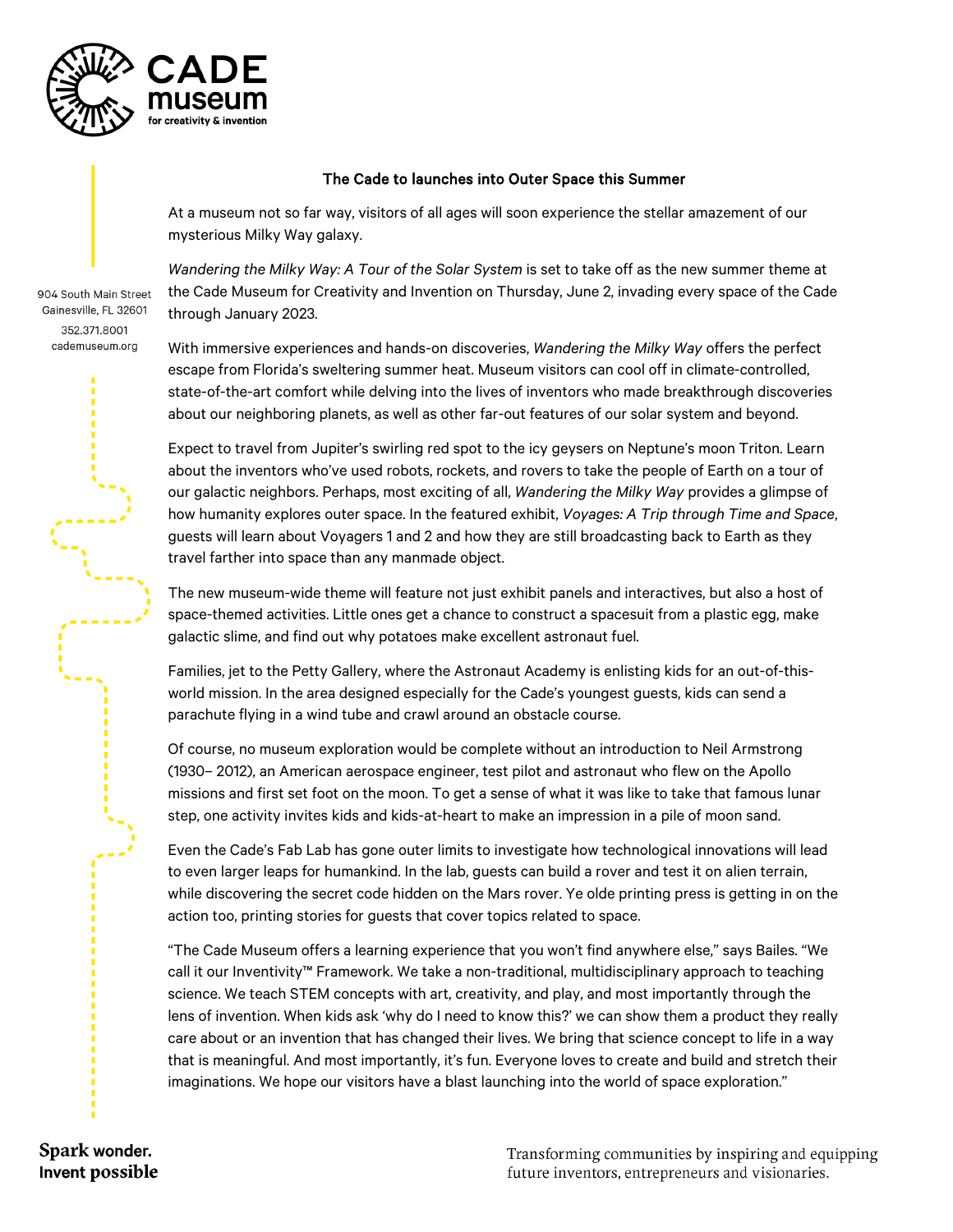CADE museum
for creativity & invention

904 South Main Street
Gainesville, FL 32601
352.371.8001
cademuseum.org

## The Cade to launches into Outer Space this Summer

At a museum not so far way, visitors of all ages will soon experience the stellar amazement of our mysterious Milky Way galaxy.

*Wandering the Milky Way: A Tour of the Solar System* is set to take off as the new summer theme at the Cade Museum for Creativity and Invention on Thursday, June 2, invading every space of the Cade through January 2023.

With immersive experiences and hands-on discoveries, *Wandering the Milky Way* offers the perfect escape from Florida's sweltering summer heat. Museum visitors can cool off in climate-controlled, state-of-the-art comfort while delving into the lives of inventors who made breakthrough discoveries about our neighboring planets, as well as other far-out features of our solar system and beyond.

Expect to travel from Jupiter's swirling red spot to the icy geysers on Neptune's moon Triton. Learn about the inventors who've used robots, rockets, and rovers to take the people of Earth on a tour of our galactic neighbors. Perhaps, most exciting of all, *Wandering the Milky Way* provides a glimpse of how humanity explores outer space. In the featured exhibit, *Voyages: A Trip through Time and Space*, guests will learn about Voyagers 1 and 2 and how they are still broadcasting back to Earth as they travel farther into space than any manmade object.

The new museum-wide theme will feature not just exhibit panels and interactives, but also a host of space-themed activities. Little ones get a chance to construct a spacesuit from a plastic egg, make galactic slime, and find out why potatoes make excellent astronaut fuel.

Families, jet to the Petty Gallery, where the Astronaut Academy is enlisting kids for an out-of-this-world mission. In the area designed especially for the Cade's youngest guests, kids can send a parachute flying in a wind tube and crawl around an obstacle course.

Of course, no museum exploration would be complete without an introduction to Neil Armstrong (1930– 2012), an American aerospace engineer, test pilot and astronaut who flew on the Apollo missions and first set foot on the moon. To get a sense of what it was like to take that famous lunar step, one activity invites kids and kids-at-heart to make an impression in a pile of moon sand.

Even the Cade's Fab Lab has gone outer limits to investigate how technological innovations will lead to even larger leaps for humankind. In the lab, guests can build a rover and test it on alien terrain, while discovering the secret code hidden on the Mars rover. Ye olde printing press is getting in on the action too, printing stories for guests that cover topics related to space.

"The Cade Museum offers a learning experience that you won't find anywhere else," says Bailes. "We call it our Inventivity™ Framework. We take a non-traditional, multidisciplinary approach to teaching science. We teach STEM concepts with art, creativity, and play, and most importantly through the lens of invention. When kids ask 'why do I need to know this?' we can show them a product they really care about or an invention that has changed their lives. We bring that science concept to life in a way that is meaningful. And most importantly, it's fun. Everyone loves to create and build and stretch their imaginations. We hope our visitors have a blast launching into the world of space exploration."

**Spark wonder.**
**Invent possible**

Transforming communities by inspiring and equipping future inventors, entrepreneurs and visionaries.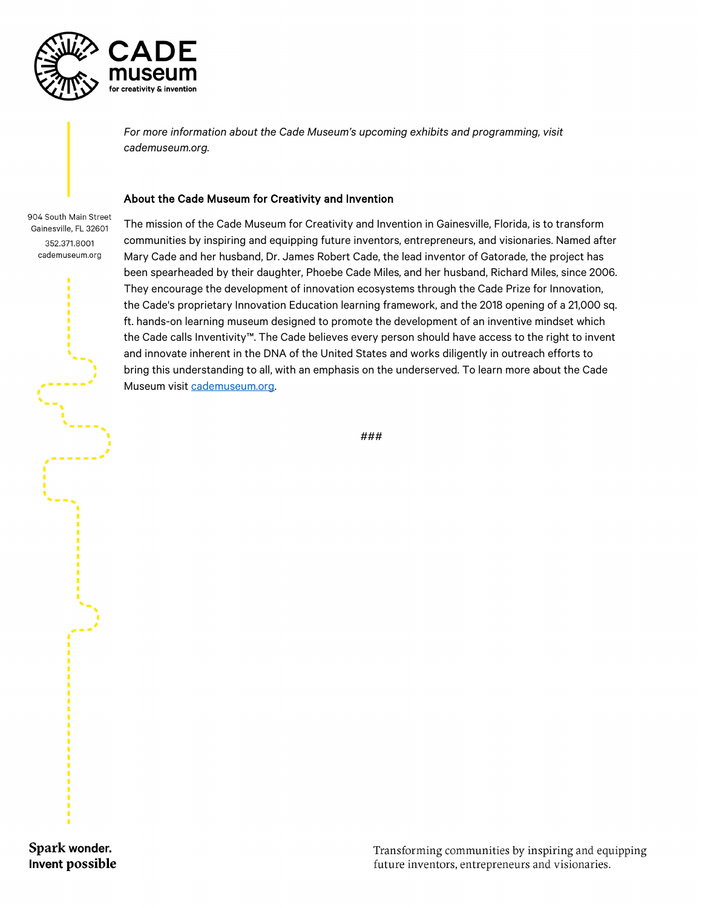*For more information about the Cade Museum's upcoming exhibits and programming, visit cademuseum.org.*

904 South Main Street
Gainesville, FL 32601
352.371.8001
cademuseum.org

**About the Cade Museum for Creativity and Invention**

The mission of the Cade Museum for Creativity and Invention in Gainesville, Florida, is to transform communities by inspiring and equipping future inventors, entrepreneurs, and visionaries. Named after Mary Cade and her husband, Dr. James Robert Cade, the lead inventor of Gatorade, the project has been spearheaded by their daughter, Phoebe Cade Miles, and her husband, Richard Miles, since 2006. They encourage the development of innovation ecosystems through the Cade Prize for Innovation, the Cade's proprietary Innovation Education learning framework, and the 2018 opening of a 21,000 sq. ft. hands-on learning museum designed to promote the development of an inventive mindset which the Cade calls Inventivity™. The Cade believes every person should have access to the right to invent and innovate inherent in the DNA of the United States and works diligently in outreach efforts to bring this understanding to all, with an emphasis on the underserved. To learn more about the Cade Museum visit [cademuseum.org](cademuseum.org).

###

Spark wonder.
Invent possible

Transforming communities by inspiring and equipping future inventors, entrepreneurs and visionaries.